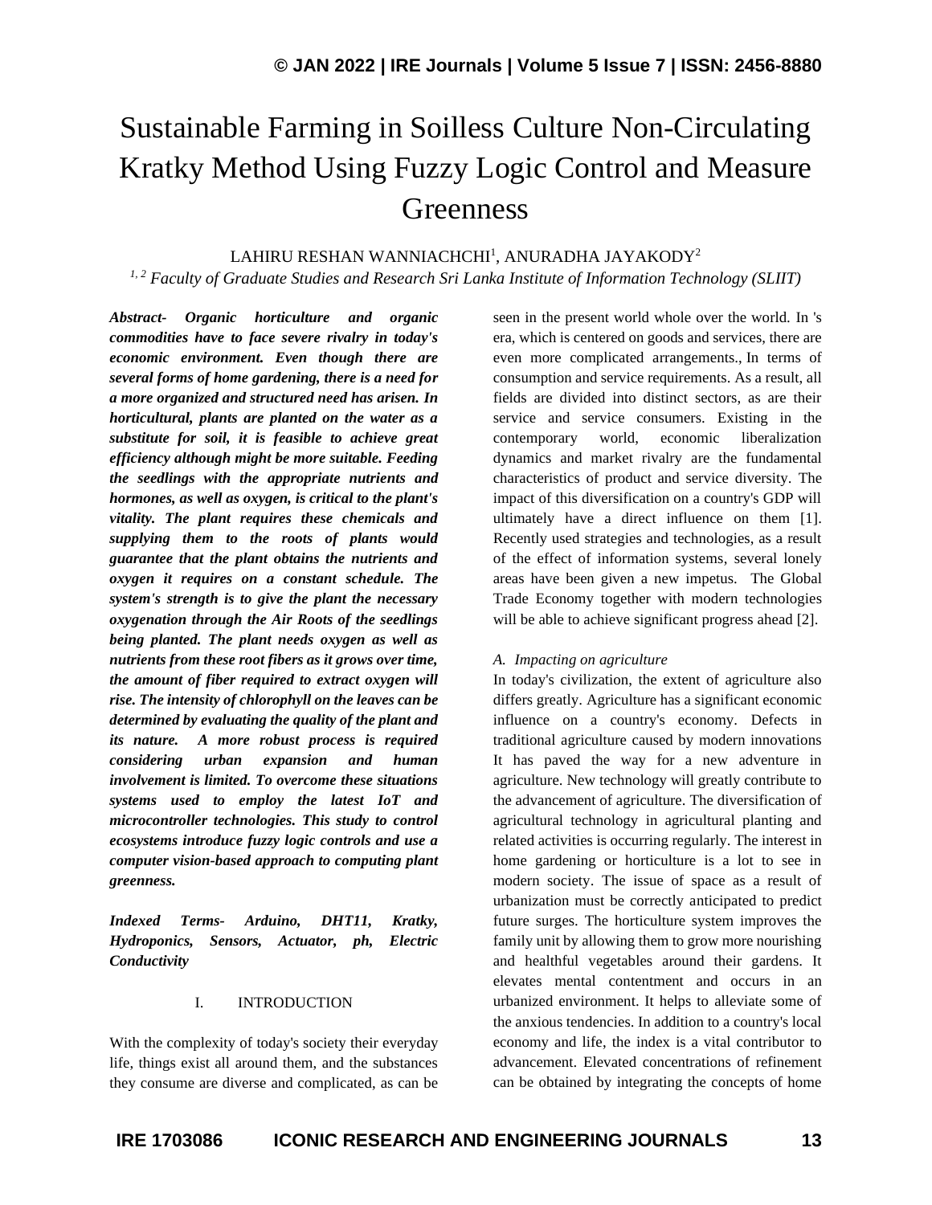# Sustainable Farming in Soilless Culture Non-Circulating Kratky Method Using Fuzzy Logic Control and Measure Greenness

LAHIRU RESHAN WANNIACHCHI[1], ANURADHA JAYAKODY[2]

*[1, 2] Faculty of Graduate Studies and Research Sri Lanka Institute of Information Technology (SLIIT)*

***Abstract- Organic horticulture and organic commodities have to face severe rivalry in today's economic environment. Even though there are several forms of home gardening, there is a need for a more organized and structured need has arisen. In horticultural, plants are planted on the water as a substitute for soil, it is feasible to achieve great efficiency although might be more suitable. Feeding the seedlings with the appropriate nutrients and hormones, as well as oxygen, is critical to the plant's vitality. The plant requires these chemicals and supplying them to the roots of plants would guarantee that the plant obtains the nutrients and oxygen it requires on a constant schedule. The system's strength is to give the plant the necessary oxygenation through the Air Roots of the seedlings being planted. The plant needs oxygen as well as nutrients from these root fibers as it grows over time, the amount of fiber required to extract oxygen will rise. The intensity of chlorophyll on the leaves can be determined by evaluating the quality of the plant and its nature. A more robust process is required considering urban expansion and human involvement is limited. To overcome these situations systems used to employ the latest IoT and microcontroller technologies. This study to control ecosystems introduce fuzzy logic controls and use a computer vision-based approach to computing plant greenness.***

***Indexed Terms- Arduino, DHT11, Kratky, Hydroponics, Sensors, Actuator, ph, Electric Conductivity***

## I. INTRODUCTION

With the complexity of today's society their everyday life, things exist all around them, and the substances they consume are diverse and complicated, as can be seen in the present world whole over the world. In 's era, which is centered on goods and services, there are even more complicated arrangements., In terms of consumption and service requirements. As a result, all fields are divided into distinct sectors, as are their service and service consumers. Existing in the contemporary world, economic liberalization dynamics and market rivalry are the fundamental characteristics of product and service diversity. The impact of this diversification on a country's GDP will ultimately have a direct influence on them [1]. Recently used strategies and technologies, as a result of the effect of information systems, several lonely areas have been given a new impetus. The Global Trade Economy together with modern technologies will be able to achieve significant progress ahead [2].

### *A. Impacting on agriculture*

In today's civilization, the extent of agriculture also differs greatly. Agriculture has a significant economic influence on a country's economy. Defects in traditional agriculture caused by modern innovations It has paved the way for a new adventure in agriculture. New technology will greatly contribute to the advancement of agriculture. The diversification of agricultural technology in agricultural planting and related activities is occurring regularly. The interest in home gardening or horticulture is a lot to see in modern society. The issue of space as a result of urbanization must be correctly anticipated to predict future surges. The horticulture system improves the family unit by allowing them to grow more nourishing and healthful vegetables around their gardens. It elevates mental contentment and occurs in an urbanized environment. It helps to alleviate some of the anxious tendencies. In addition to a country's local economy and life, the index is a vital contributor to advancement. Elevated concentrations of refinement can be obtained by integrating the concepts of home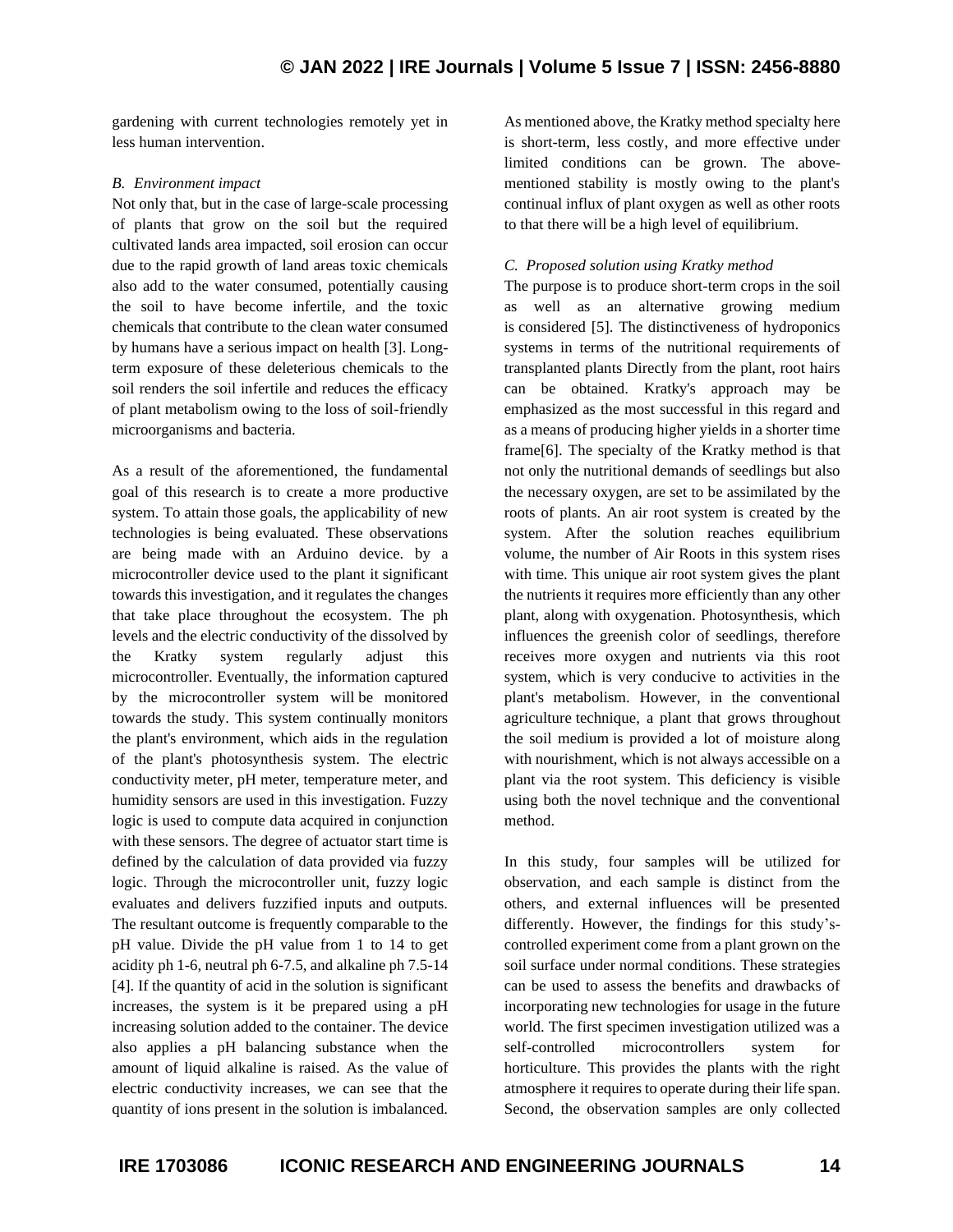gardening with current technologies remotely yet in less human intervention.

### *B. Environment impact*

Not only that, but in the case of large-scale processing of plants that grow on the soil but the required cultivated lands area impacted, soil erosion can occur due to the rapid growth of land areas toxic chemicals also add to the water consumed, potentially causing the soil to have become infertile, and the toxic chemicals that contribute to the clean water consumed by humans have a serious impact on health [3]. Long-term exposure of these deleterious chemicals to the soil renders the soil infertile and reduces the efficacy of plant metabolism owing to the loss of soil-friendly microorganisms and bacteria.

As a result of the aforementioned, the fundamental goal of this research is to create a more productive system. To attain those goals, the applicability of new technologies is being evaluated. These observations are being made with an Arduino device. by a microcontroller device used to the plant it significant towards this investigation, and it regulates the changes that take place throughout the ecosystem. The ph levels and the electric conductivity of the dissolved by the Kratky system regularly adjust this microcontroller. Eventually, the information captured by the microcontroller system will be monitored towards the study. This system continually monitors the plant's environment, which aids in the regulation of the plant's photosynthesis system. The electric conductivity meter, pH meter, temperature meter, and humidity sensors are used in this investigation. Fuzzy logic is used to compute data acquired in conjunction with these sensors. The degree of actuator start time is defined by the calculation of data provided via fuzzy logic. Through the microcontroller unit, fuzzy logic evaluates and delivers fuzzified inputs and outputs. The resultant outcome is frequently comparable to the pH value. Divide the pH value from 1 to 14 to get acidity ph 1-6, neutral ph 6-7.5, and alkaline ph 7.5-14 [4]. If the quantity of acid in the solution is significant increases, the system is it be prepared using a pH increasing solution added to the container. The device also applies a pH balancing substance when the amount of liquid alkaline is raised. As the value of electric conductivity increases, we can see that the quantity of ions present in the solution is imbalanced. As mentioned above, the Kratky method specialty here is short-term, less costly, and more effective under limited conditions can be grown. The above-mentioned stability is mostly owing to the plant's continual influx of plant oxygen as well as other roots to that there will be a high level of equilibrium.

### *C. Proposed solution using Kratky method*

The purpose is to produce short-term crops in the soil as well as an alternative growing medium is considered [5]. The distinctiveness of hydroponics systems in terms of the nutritional requirements of transplanted plants Directly from the plant, root hairs can be obtained. Kratky's approach may be emphasized as the most successful in this regard and as a means of producing higher yields in a shorter time frame[6]. The specialty of the Kratky method is that not only the nutritional demands of seedlings but also the necessary oxygen, are set to be assimilated by the roots of plants. An air root system is created by the system. After the solution reaches equilibrium volume, the number of Air Roots in this system rises with time. This unique air root system gives the plant the nutrients it requires more efficiently than any other plant, along with oxygenation. Photosynthesis, which influences the greenish color of seedlings, therefore receives more oxygen and nutrients via this root system, which is very conducive to activities in the plant's metabolism. However, in the conventional agriculture technique, a plant that grows throughout the soil medium is provided a lot of moisture along with nourishment, which is not always accessible on a plant via the root system. This deficiency is visible using both the novel technique and the conventional method.

In this study, four samples will be utilized for observation, and each sample is distinct from the others, and external influences will be presented differently. However, the findings for this study's-controlled experiment come from a plant grown on the soil surface under normal conditions. These strategies can be used to assess the benefits and drawbacks of incorporating new technologies for usage in the future world. The first specimen investigation utilized was a self-controlled microcontrollers system for horticulture. This provides the plants with the right atmosphere it requires to operate during their life span. Second, the observation samples are only collected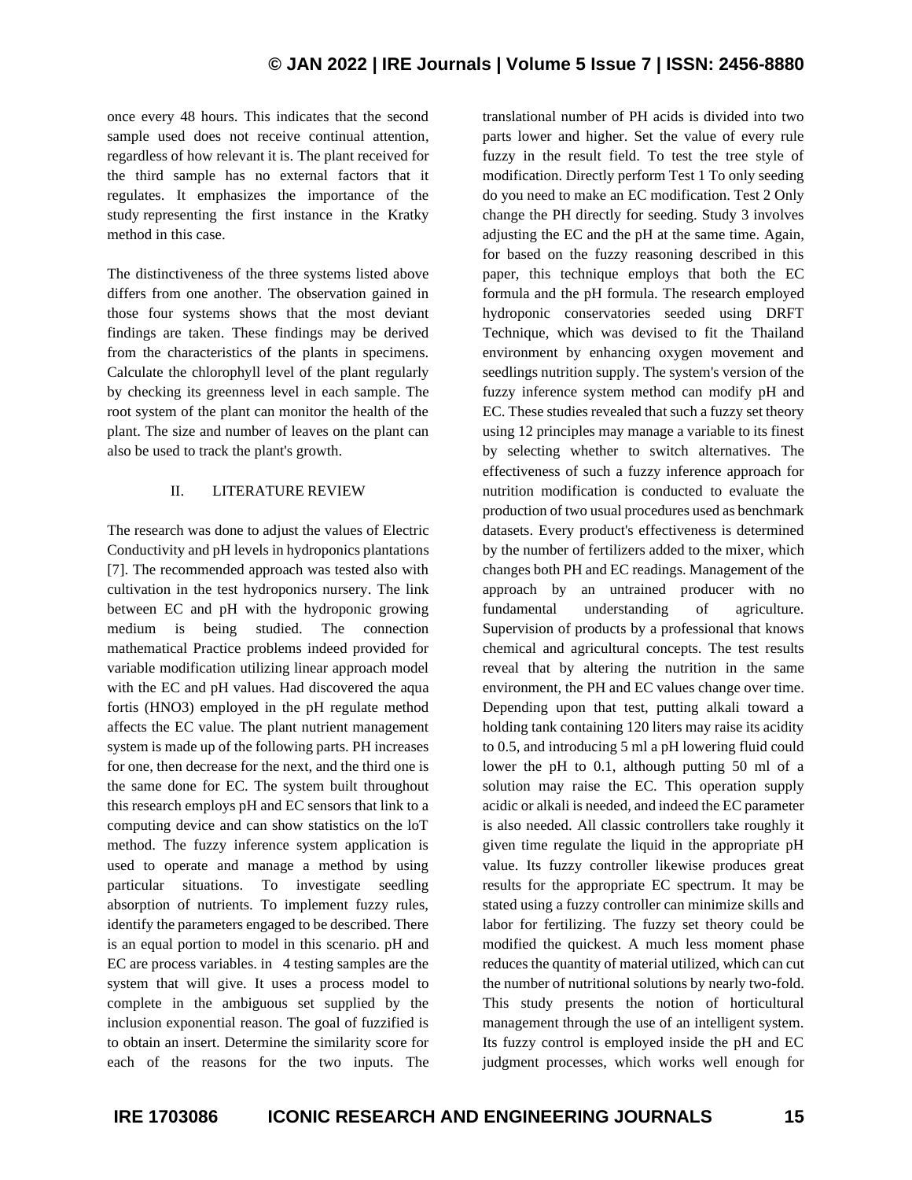once every 48 hours. This indicates that the second sample used does not receive continual attention, regardless of how relevant it is. The plant received for the third sample has no external factors that it regulates. It emphasizes the importance of the study representing the first instance in the Kratky method in this case.

The distinctiveness of the three systems listed above differs from one another. The observation gained in those four systems shows that the most deviant findings are taken. These findings may be derived from the characteristics of the plants in specimens. Calculate the chlorophyll level of the plant regularly by checking its greenness level in each sample. The root system of the plant can monitor the health of the plant. The size and number of leaves on the plant can also be used to track the plant's growth.

## II. LITERATURE REVIEW

The research was done to adjust the values of Electric Conductivity and pH levels in hydroponics plantations [7]. The recommended approach was tested also with cultivation in the test hydroponics nursery. The link between EC and pH with the hydroponic growing medium is being studied. The connection mathematical Practice problems indeed provided for variable modification utilizing linear approach model with the EC and pH values. Had discovered the aqua fortis ($HNO_3$) employed in the pH regulate method affects the EC value. The plant nutrient management system is made up of the following parts. PH increases for one, then decrease for the next, and the third one is the same done for EC. The system built throughout this research employs pH and EC sensors that link to a computing device and can show statistics on the loT method. The fuzzy inference system application is used to operate and manage a method by using particular situations. To investigate seedling absorption of nutrients. To implement fuzzy rules, identify the parameters engaged to be described. There is an equal portion to model in this scenario. pH and EC are process variables. in 4 testing samples are the system that will give. It uses a process model to complete in the ambiguous set supplied by the inclusion exponential reason. The goal of fuzzified is to obtain an insert. Determine the similarity score for each of the reasons for the two inputs. The translational number of PH acids is divided into two parts lower and higher. Set the value of every rule fuzzy in the result field. To test the tree style of modification. Directly perform Test 1 To only seeding do you need to make an EC modification. Test 2 Only change the PH directly for seeding. Study 3 involves adjusting the EC and the pH at the same time. Again, for based on the fuzzy reasoning described in this paper, this technique employs that both the EC formula and the pH formula. The research employed hydroponic conservatories seeded using DRFT Technique, which was devised to fit the Thailand environment by enhancing oxygen movement and seedlings nutrition supply. The system's version of the fuzzy inference system method can modify pH and EC. These studies revealed that such a fuzzy set theory using 12 principles may manage a variable to its finest by selecting whether to switch alternatives. The effectiveness of such a fuzzy inference approach for nutrition modification is conducted to evaluate the production of two usual procedures used as benchmark datasets. Every product's effectiveness is determined by the number of fertilizers added to the mixer, which changes both PH and EC readings. Management of the approach by an untrained producer with no fundamental understanding of agriculture. Supervision of products by a professional that knows chemical and agricultural concepts. The test results reveal that by altering the nutrition in the same environment, the PH and EC values change over time. Depending upon that test, putting alkali toward a holding tank containing 120 liters may raise its acidity to 0.5, and introducing 5 ml a pH lowering fluid could lower the pH to 0.1, although putting 50 ml of a solution may raise the EC. This operation supply acidic or alkali is needed, and indeed the EC parameter is also needed. All classic controllers take roughly it given time regulate the liquid in the appropriate pH value. Its fuzzy controller likewise produces great results for the appropriate EC spectrum. It may be stated using a fuzzy controller can minimize skills and labor for fertilizing. The fuzzy set theory could be modified the quickest. A much less moment phase reduces the quantity of material utilized, which can cut the number of nutritional solutions by nearly two-fold. This study presents the notion of horticultural management through the use of an intelligent system. Its fuzzy control is employed inside the pH and EC judgment processes, which works well enough for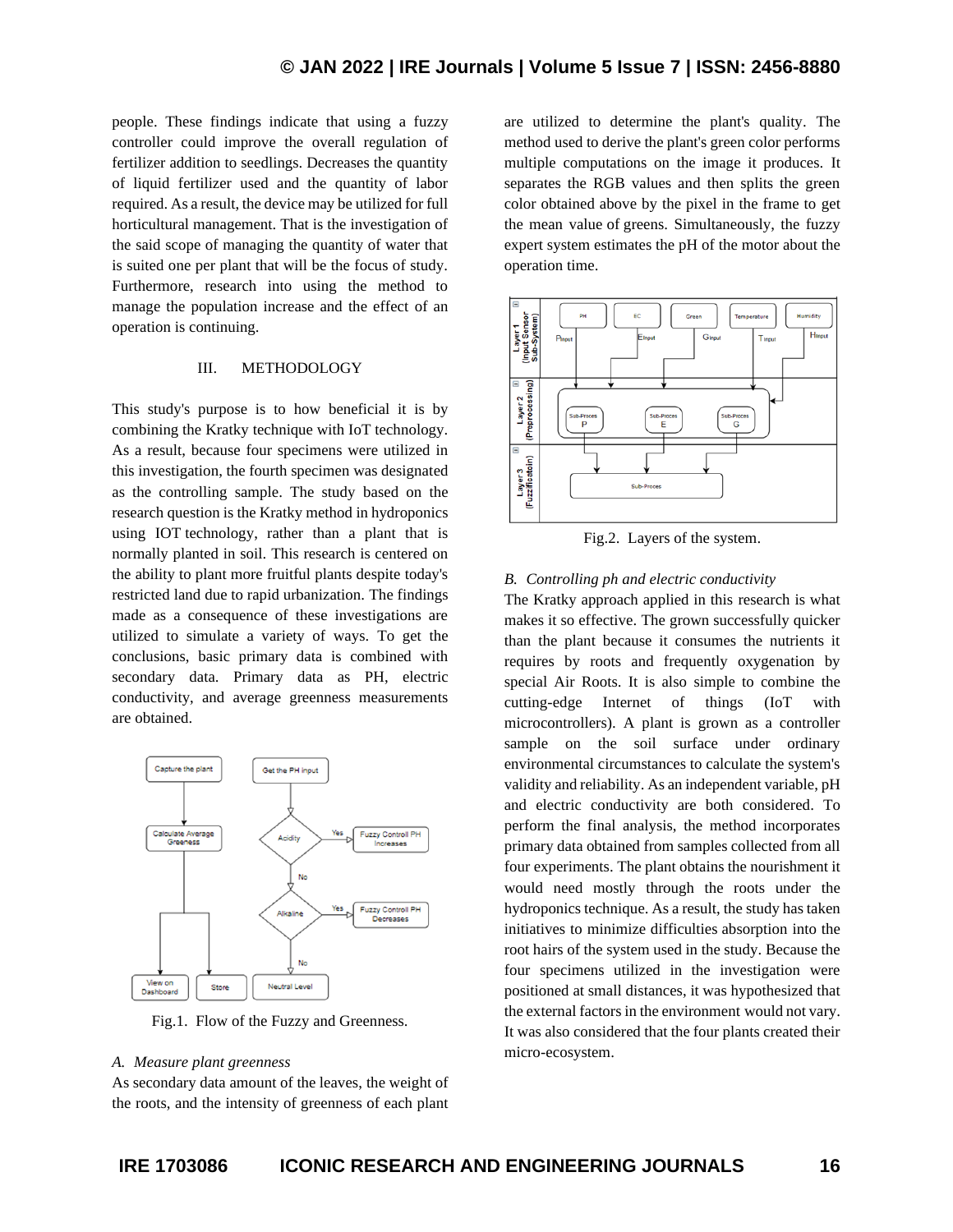people. These findings indicate that using a fuzzy controller could improve the overall regulation of fertilizer addition to seedlings. Decreases the quantity of liquid fertilizer used and the quantity of labor required. As a result, the device may be utilized for full horticultural management. That is the investigation of the said scope of managing the quantity of water that is suited one per plant that will be the focus of study. Furthermore, research into using the method to manage the population increase and the effect of an operation is continuing.

## III. METHODOLOGY

This study's purpose is to how beneficial it is by combining the Kratky technique with IoT technology. As a result, because four specimens were utilized in this investigation, the fourth specimen was designated as the controlling sample. The study based on the research question is the Kratky method in hydroponics using IOT technology, rather than a plant that is normally planted in soil. This research is centered on the ability to plant more fruitful plants despite today's restricted land due to rapid urbanization. The findings made as a consequence of these investigations are utilized to simulate a variety of ways. To get the conclusions, basic primary data is combined with secondary data. Primary data as PH, electric conductivity, and average greenness measurements are obtained.

Fig.1. Flow of the Fuzzy and Greenness.

### A. *Measure plant greenness*

As secondary data amount of the leaves, the weight of the roots, and the intensity of greenness of each plant are utilized to determine the plant's quality. The method used to derive the plant's green color performs multiple computations on the image it produces. It separates the RGB values and then splits the green color obtained above by the pixel in the frame to get the mean value of greens. Simultaneously, the fuzzy expert system estimates the pH of the motor about the operation time.

Fig.2. Layers of the system.

### B. *Controlling ph and electric conductivity*

The Kratky approach applied in this research is what makes it so effective. The grown successfully quicker than the plant because it consumes the nutrients it requires by roots and frequently oxygenation by special Air Roots. It is also simple to combine the cutting-edge Internet of things (IoT with microcontrollers). A plant is grown as a controller sample on the soil surface under ordinary environmental circumstances to calculate the system's validity and reliability. As an independent variable, pH and electric conductivity are both considered. To perform the final analysis, the method incorporates primary data obtained from samples collected from all four experiments. The plant obtains the nourishment it would need mostly through the roots under the hydroponics technique. As a result, the study has taken initiatives to minimize difficulties absorption into the root hairs of the system used in the study. Because the four specimens utilized in the investigation were positioned at small distances, it was hypothesized that the external factors in the environment would not vary. It was also considered that the four plants created their micro-ecosystem.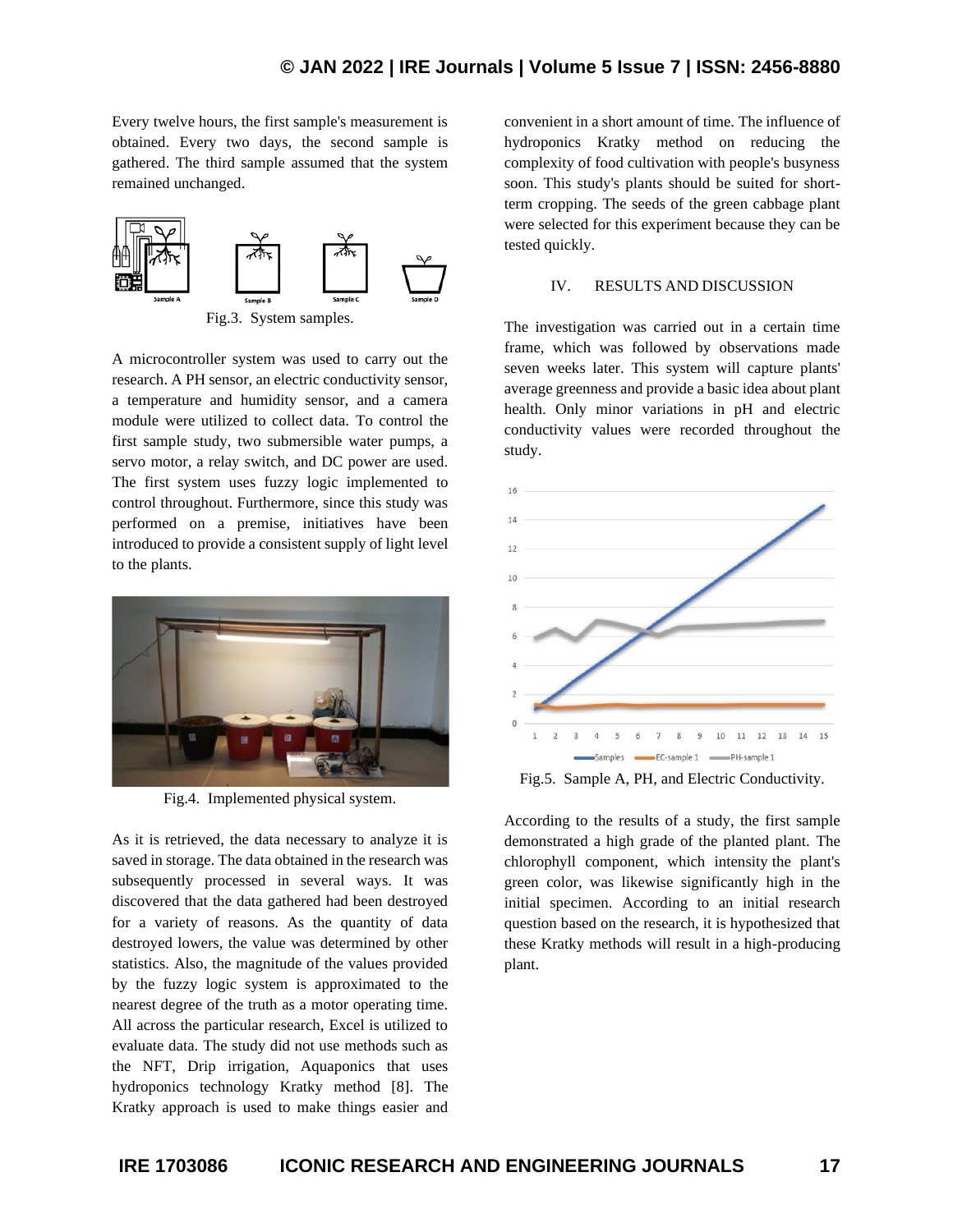Every twelve hours, the first sample's measurement is obtained. Every two days, the second sample is gathered. The third sample assumed that the system remained unchanged.

Fig.3. System samples.

A microcontroller system was used to carry out the research. A PH sensor, an electric conductivity sensor, a temperature and humidity sensor, and a camera module were utilized to collect data. To control the first sample study, two submersible water pumps, a servo motor, a relay switch, and DC power are used. The first system uses fuzzy logic implemented to control throughout. Furthermore, since this study was performed on a premise, initiatives have been introduced to provide a consistent supply of light level to the plants.

Fig.4. Implemented physical system.

As it is retrieved, the data necessary to analyze it is saved in storage. The data obtained in the research was subsequently processed in several ways. It was discovered that the data gathered had been destroyed for a variety of reasons. As the quantity of data destroyed lowers, the value was determined by other statistics. Also, the magnitude of the values provided by the fuzzy logic system is approximated to the nearest degree of the truth as a motor operating time. All across the particular research, Excel is utilized to evaluate data. The study did not use methods such as the NFT, Drip irrigation, Aquaponics that uses hydroponics technology Kratky method [8]. The Kratky approach is used to make things easier and convenient in a short amount of time. The influence of hydroponics Kratky method on reducing the complexity of food cultivation with people's busyness soon. This study's plants should be suited for short-term cropping. The seeds of the green cabbage plant were selected for this experiment because they can be tested quickly.

## IV. RESULTS AND DISCUSSION

The investigation was carried out in a certain time frame, which was followed by observations made seven weeks later. This system will capture plants' average greenness and provide a basic idea about plant health. Only minor variations in pH and electric conductivity values were recorded throughout the study.

Fig.5. Sample A, PH, and Electric Conductivity.

According to the results of a study, the first sample demonstrated a high grade of the planted plant. The chlorophyll component, which intensity the plant's green color, was likewise significantly high in the initial specimen. According to an initial research question based on the research, it is hypothesized that these Kratky methods will result in a high-producing plant.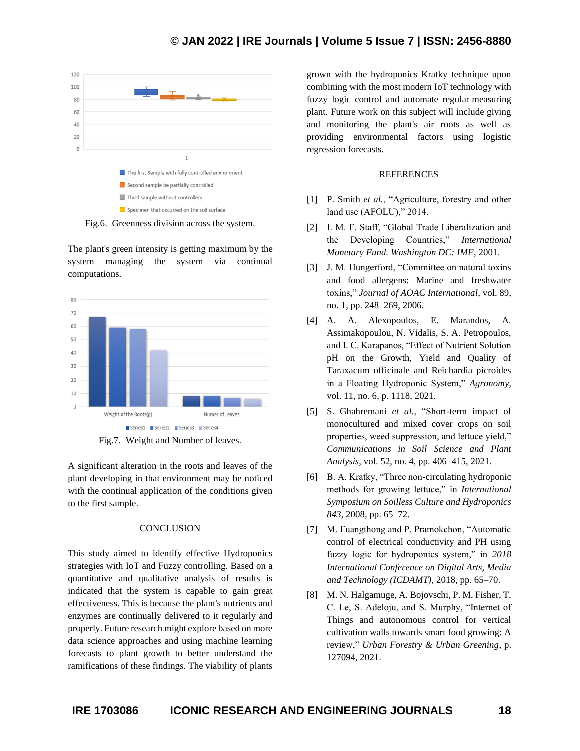120
100
80
60
40
20
0
1

The first Sample with fully controlled environment
Second sample be partially controlled
Third sample without controllers
Specimen that occurred on the soil surface

Fig.6. Greenness division across the system.

The plant's green intensity is getting maximum by the system managing the system via continual computations.

80
70
60
50
40
30
20
10
0
Weight of the Roots(g)
Numer of Leaves
Series1 Series2 Series3 Series4

Fig.7. Weight and Number of leaves.

A significant alteration in the roots and leaves of the plant developing in that environment may be noticed with the continual application of the conditions given to the first sample.

## CONCLUSION

This study aimed to identify effective Hydroponics strategies with IoT and Fuzzy controlling. Based on a quantitative and qualitative analysis of results is indicated that the system is capable to gain great effectiveness. This is because the plant's nutrients and enzymes are continually delivered to it regularly and properly. Future research might explore based on more data science approaches and using machine learning forecasts to plant growth to better understand the ramifications of these findings. The viability of plants grown with the hydroponics Kratky technique upon combining with the most modern IoT technology with fuzzy logic control and automate regular measuring plant. Future work on this subject will include giving and monitoring the plant's air roots as well as providing environmental factors using logistic regression forecasts.

## REFERENCES

[1] P. Smith *et al.*, "Agriculture, forestry and other land use (AFOLU)," 2014.

[2] I. M. F. Staff, "Global Trade Liberalization and the Developing Countries," *International Monetary Fund. Washington DC: IMF*, 2001.

[3] J. M. Hungerford, "Committee on natural toxins and food allergens: Marine and freshwater toxins," *Journal of AOAC International*, vol. 89, no. 1, pp. 248–269, 2006.

[4] A. A. Alexopoulos, E. Marandos, A. Assimakopoulou, N. Vidalis, S. A. Petropoulos, and I. C. Karapanos, "Effect of Nutrient Solution pH on the Growth, Yield and Quality of Taraxacum officinale and Reichardia picroides in a Floating Hydroponic System," *Agronomy*, vol. 11, no. 6, p. 1118, 2021.

[5] S. Ghahremani *et al.*, "Short-term impact of monocultured and mixed cover crops on soil properties, weed suppression, and lettuce yield," *Communications in Soil Science and Plant Analysis*, vol. 52, no. 4, pp. 406–415, 2021.

[6] B. A. Kratky, "Three non-circulating hydroponic methods for growing lettuce," in *International Symposium on Soilless Culture and Hydroponics 843*, 2008, pp. 65–72.

[7] M. Fuangthong and P. Pramokchon, "Automatic control of electrical conductivity and PH using fuzzy logic for hydroponics system," in *2018 International Conference on Digital Arts, Media and Technology (ICDAMT)*, 2018, pp. 65–70.

[8] M. N. Halgamuge, A. Bojovschi, P. M. Fisher, T. C. Le, S. Adeloju, and S. Murphy, "Internet of Things and autonomous control for vertical cultivation walls towards smart food growing: A review," *Urban Forestry & Urban Greening*, p. 127094, 2021.